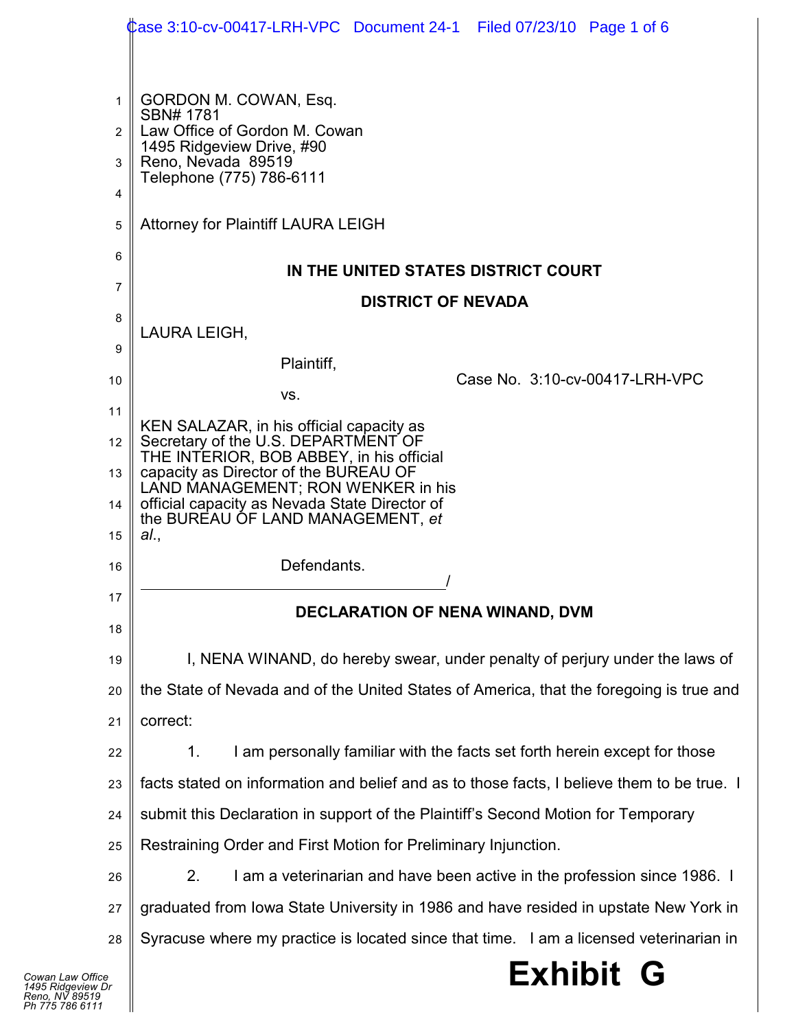GORDON M. COWAN, Esq.
SBN# 1781
Law Office of Gordon M. Cowan
1495 Ridgeview Drive, #90
Reno, Nevada 89519
Telephone (775) 786-6111

Attorney for Plaintiff LAURA LEIGH

**IN THE UNITED STATES DISTRICT COURT**

**DISTRICT OF NEVADA**

LAURA LEIGH,

Plaintiff,

vs.

KEN SALAZAR, in his official capacity as Secretary of the U.S. DEPARTMENT OF THE INTERIOR, BOB ABBEY, in his official capacity as Director of the BUREAU OF LAND MANAGEMENT; RON WENKER in his official capacity as Nevada State Director of the BUREAU OF LAND MANAGEMENT, *et al.*,

Defendants.
/

Case No. 3:10-cv-00417-LRH-VPC

**DECLARATION OF NENA WINAND, DVM**

I, NENA WINAND, do hereby swear, under penalty of perjury under the laws of the State of Nevada and of the United States of America, that the foregoing is true and correct:

1. I am personally familiar with the facts set forth herein except for those facts stated on information and belief and as to those facts, I believe them to be true. I submit this Declaration in support of the Plaintiff's Second Motion for Temporary Restraining Order and First Motion for Preliminary Injunction.

2. I am a veterinarian and have been active in the profession since 1986. I graduated from Iowa State University in 1986 and have resided in upstate New York in Syracuse where my practice is located since that time. I am a licensed veterinarian in

**Exhibit G**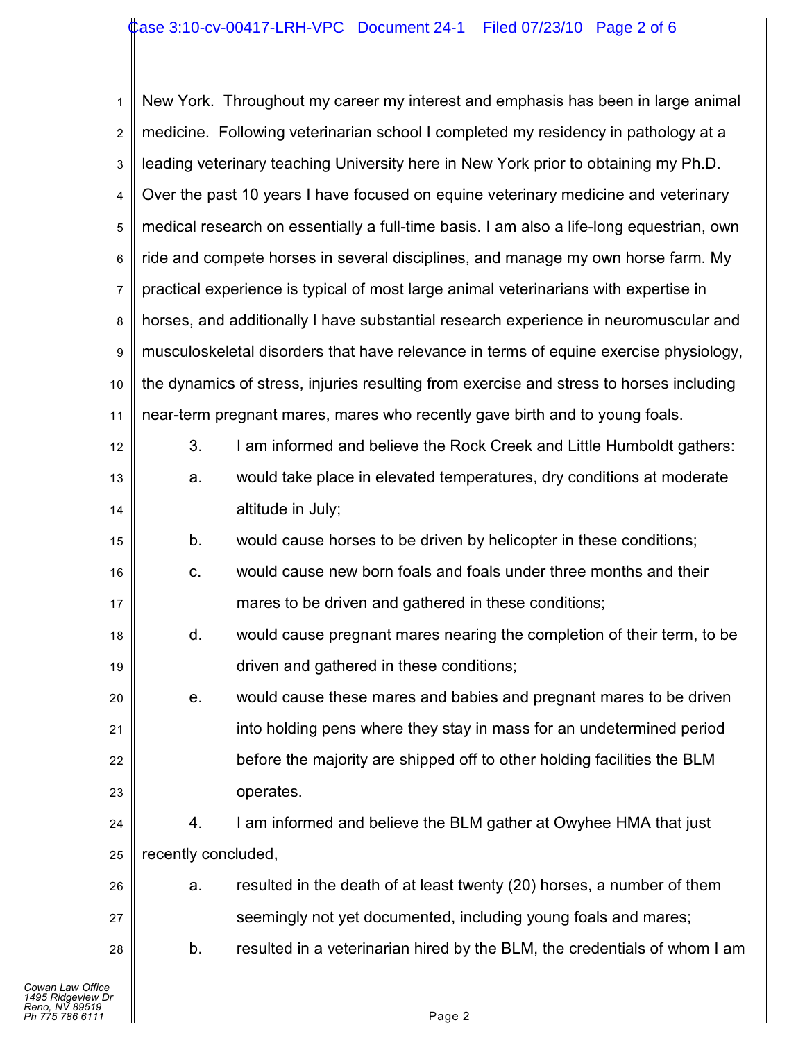New York. Throughout my career my interest and emphasis has been in large animal medicine. Following veterinarian school I completed my residency in pathology at a leading veterinary teaching University here in New York prior to obtaining my Ph.D. Over the past 10 years I have focused on equine veterinary medicine and veterinary medical research on essentially a full-time basis. I am also a life-long equestrian, own ride and compete horses in several disciplines, and manage my own horse farm. My practical experience is typical of most large animal veterinarians with expertise in horses, and additionally I have substantial research experience in neuromuscular and musculoskeletal disorders that have relevance in terms of equine exercise physiology, the dynamics of stress, injuries resulting from exercise and stress to horses including near-term pregnant mares, mares who recently gave birth and to young foals.

3. I am informed and believe the Rock Creek and Little Humboldt gathers:

   a. would take place in elevated temperatures, dry conditions at moderate altitude in July;

   b. would cause horses to be driven by helicopter in these conditions;

   c. would cause new born foals and foals under three months and their mares to be driven and gathered in these conditions;

   d. would cause pregnant mares nearing the completion of their term, to be driven and gathered in these conditions;

   e. would cause these mares and babies and pregnant mares to be driven into holding pens where they stay in mass for an undetermined period before the majority are shipped off to other holding facilities the BLM operates.

4. I am informed and believe the BLM gather at Owyhee HMA that just recently concluded,

   a. resulted in the death of at least twenty (20) horses, a number of them seemingly not yet documented, including young foals and mares;

   b. resulted in a veterinarian hired by the BLM, the credentials of whom I am

Cowan Law Office
1495 Ridgeview Dr
Reno, NV 89519
Ph 775 786 6111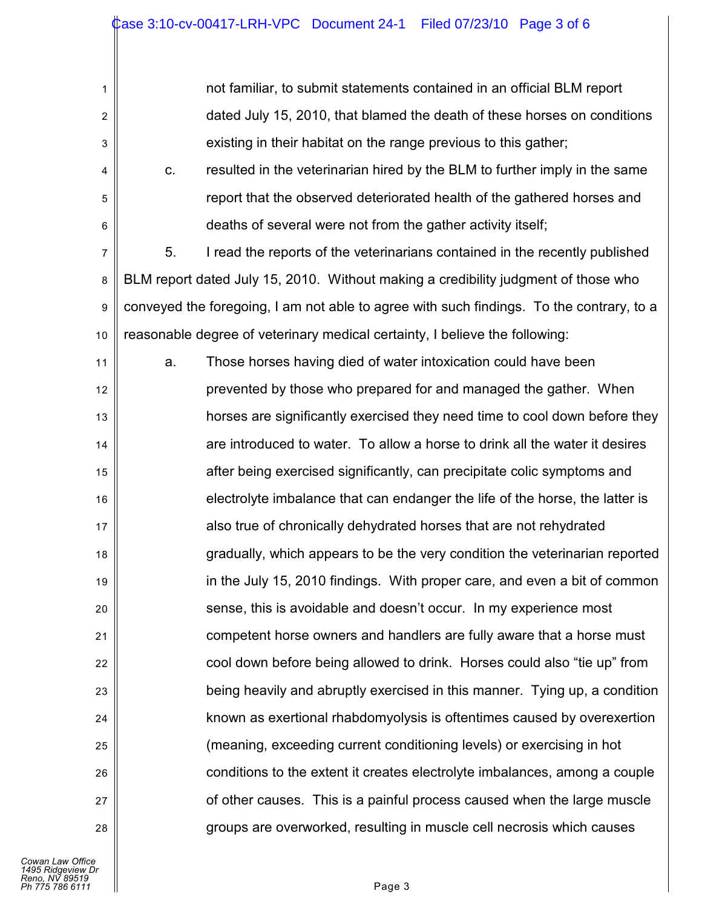not familiar, to submit statements contained in an official BLM report dated July 15, 2010, that blamed the death of these horses on conditions existing in their habitat on the range previous to this gather;

c. resulted in the veterinarian hired by the BLM to further imply in the same report that the observed deteriorated health of the gathered horses and deaths of several were not from the gather activity itself;

5. I read the reports of the veterinarians contained in the recently published BLM report dated July 15, 2010. Without making a credibility judgment of those who conveyed the foregoing, I am not able to agree with such findings. To the contrary, to a reasonable degree of veterinary medical certainty, I believe the following:

a. Those horses having died of water intoxication could have been prevented by those who prepared for and managed the gather. When horses are significantly exercised they need time to cool down before they are introduced to water. To allow a horse to drink all the water it desires after being exercised significantly, can precipitate colic symptoms and electrolyte imbalance that can endanger the life of the horse, the latter is also true of chronically dehydrated horses that are not rehydrated gradually, which appears to be the very condition the veterinarian reported in the July 15, 2010 findings. With proper care, and even a bit of common sense, this is avoidable and doesn't occur. In my experience most competent horse owners and handlers are fully aware that a horse must cool down before being allowed to drink. Horses could also "tie up" from being heavily and abruptly exercised in this manner. Tying up, a condition known as exertional rhabdomyolysis is oftentimes caused by overexertion (meaning, exceeding current conditioning levels) or exercising in hot conditions to the extent it creates electrolyte imbalances, among a couple of other causes. This is a painful process caused when the large muscle groups are overworked, resulting in muscle cell necrosis which causes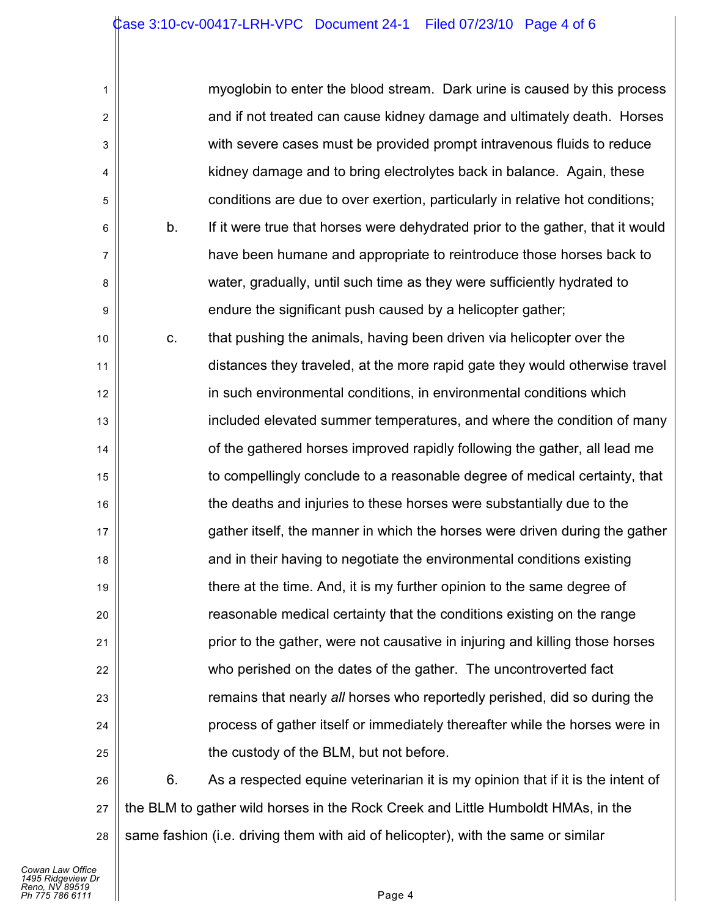myoglobin to enter the blood stream. Dark urine is caused by this process and if not treated can cause kidney damage and ultimately death. Horses with severe cases must be provided prompt intravenous fluids to reduce kidney damage and to bring electrolytes back in balance. Again, these conditions are due to over exertion, particularly in relative hot conditions;

b. If it were true that horses were dehydrated prior to the gather, that it would have been humane and appropriate to reintroduce those horses back to water, gradually, until such time as they were sufficiently hydrated to endure the significant push caused by a helicopter gather;

c. that pushing the animals, having been driven via helicopter over the distances they traveled, at the more rapid gate they would otherwise travel in such environmental conditions, in environmental conditions which included elevated summer temperatures, and where the condition of many of the gathered horses improved rapidly following the gather, all lead me to compellingly conclude to a reasonable degree of medical certainty, that the deaths and injuries to these horses were substantially due to the gather itself, the manner in which the horses were driven during the gather and in their having to negotiate the environmental conditions existing there at the time. And, it is my further opinion to the same degree of reasonable medical certainty that the conditions existing on the range prior to the gather, were not causative in injuring and killing those horses who perished on the dates of the gather. The uncontroverted fact remains that nearly *all* horses who reportedly perished, did so during the process of gather itself or immediately thereafter while the horses were in the custody of the BLM, but not before.

6. As a respected equine veterinarian it is my opinion that if it is the intent of the BLM to gather wild horses in the Rock Creek and Little Humboldt HMAs, in the same fashion (i.e. driving them with aid of helicopter), with the same or similar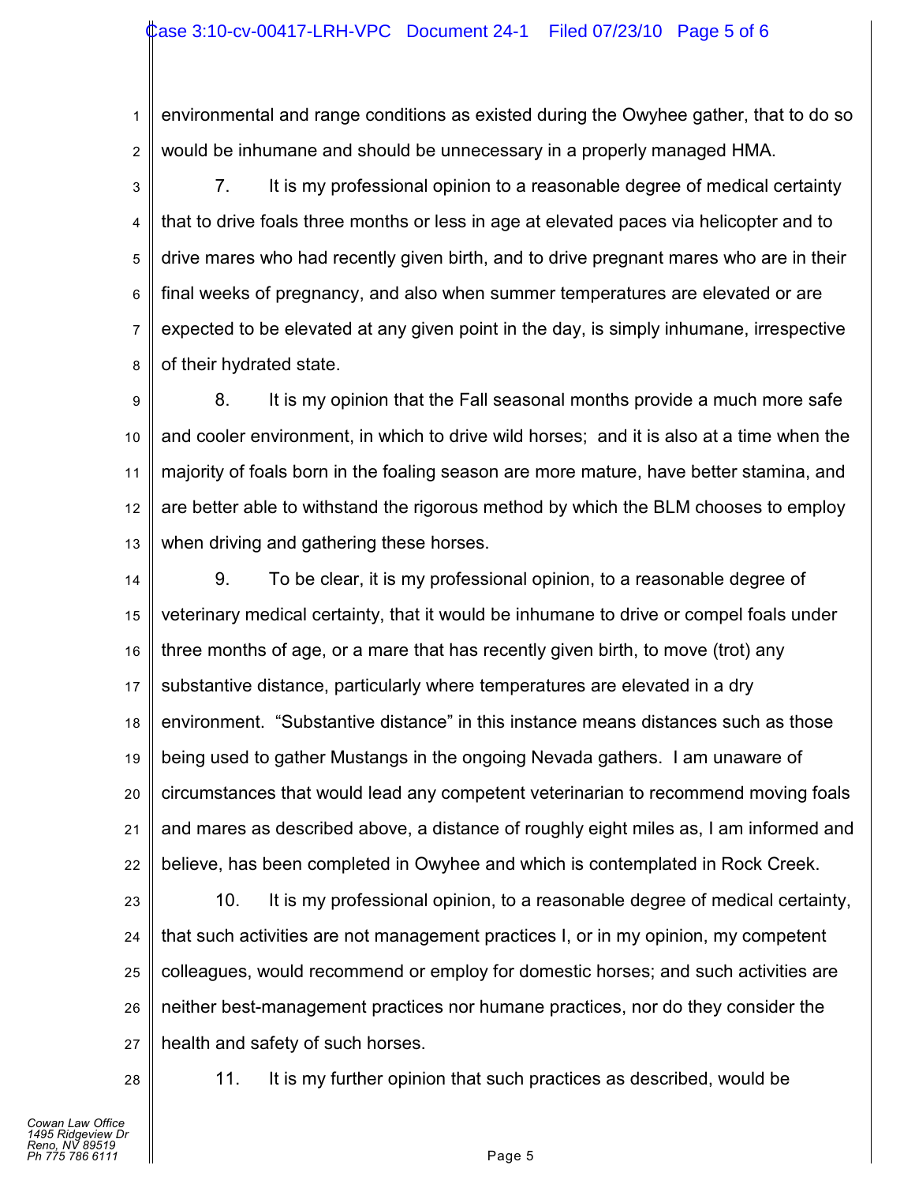environmental and range conditions as existed during the Owyhee gather, that to do so would be inhumane and should be unnecessary in a properly managed HMA.

7. It is my professional opinion to a reasonable degree of medical certainty that to drive foals three months or less in age at elevated paces via helicopter and to drive mares who had recently given birth, and to drive pregnant mares who are in their final weeks of pregnancy, and also when summer temperatures are elevated or are expected to be elevated at any given point in the day, is simply inhumane, irrespective of their hydrated state.

8. It is my opinion that the Fall seasonal months provide a much more safe and cooler environment, in which to drive wild horses; and it is also at a time when the majority of foals born in the foaling season are more mature, have better stamina, and are better able to withstand the rigorous method by which the BLM chooses to employ when driving and gathering these horses.

9. To be clear, it is my professional opinion, to a reasonable degree of veterinary medical certainty, that it would be inhumane to drive or compel foals under three months of age, or a mare that has recently given birth, to move (trot) any substantive distance, particularly where temperatures are elevated in a dry environment. "Substantive distance" in this instance means distances such as those being used to gather Mustangs in the ongoing Nevada gathers. I am unaware of circumstances that would lead any competent veterinarian to recommend moving foals and mares as described above, a distance of roughly eight miles as, I am informed and believe, has been completed in Owyhee and which is contemplated in Rock Creek.

10. It is my professional opinion, to a reasonable degree of medical certainty, that such activities are not management practices I, or in my opinion, my competent colleagues, would recommend or employ for domestic horses; and such activities are neither best-management practices nor humane practices, nor do they consider the health and safety of such horses.

11. It is my further opinion that such practices as described, would be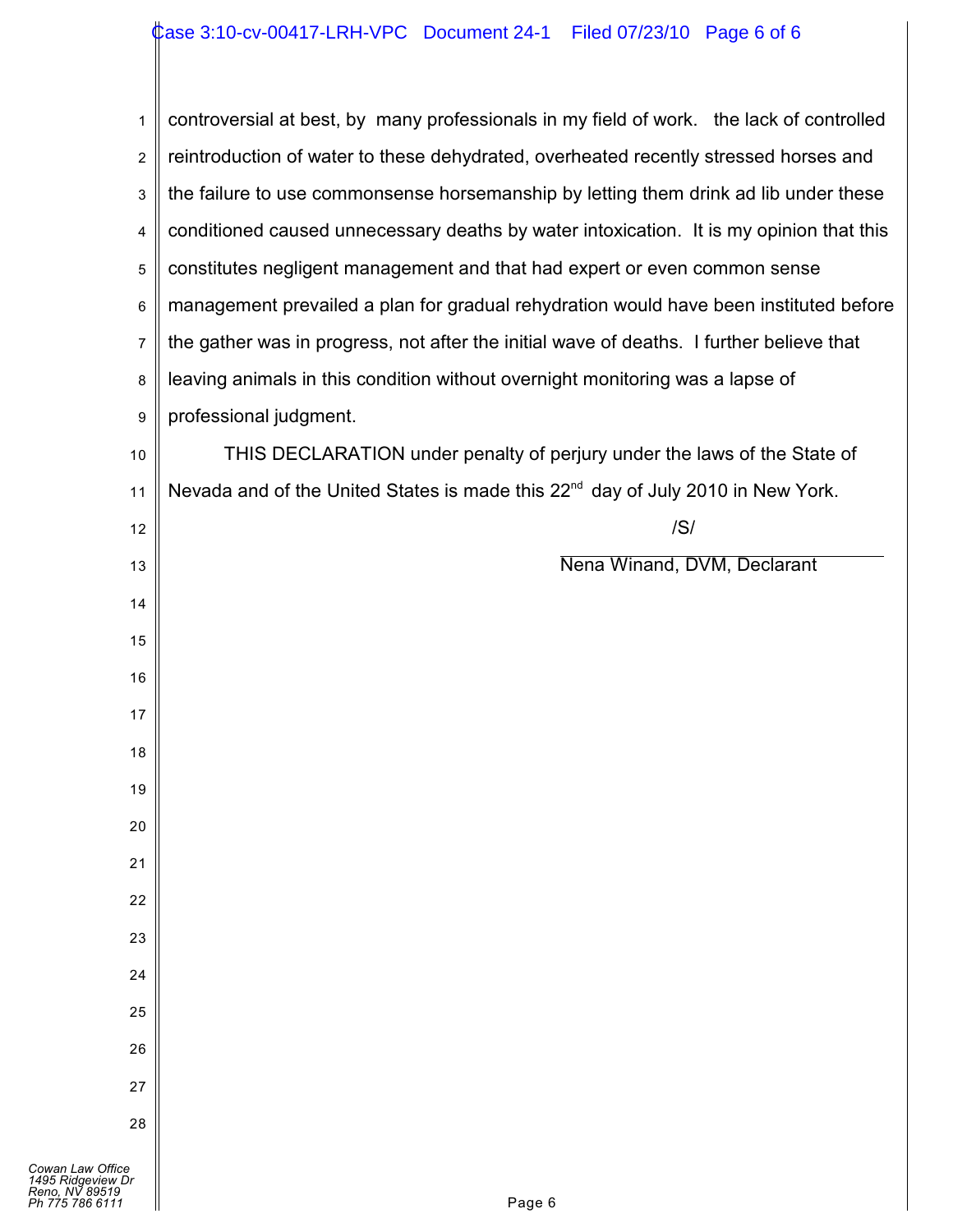controversial at best, by many professionals in my field of work. the lack of controlled reintroduction of water to these dehydrated, overheated recently stressed horses and the failure to use commonsense horsemanship by letting them drink ad lib under these conditioned caused unnecessary deaths by water intoxication. It is my opinion that this constitutes negligent management and that had expert or even common sense management prevailed a plan for gradual rehydration would have been instituted before the gather was in progress, not after the initial wave of deaths. I further believe that leaving animals in this condition without overnight monitoring was a lapse of professional judgment.

THIS DECLARATION under penalty of perjury under the laws of the State of Nevada and of the United States is made this 22nd day of July 2010 in New York.

/S/

Nena Winand, DVM, Declarant

*Cowan Law Office*
*1495 Ridgeview Dr*
*Reno, NV 89519*
*Ph 775 786 6111*